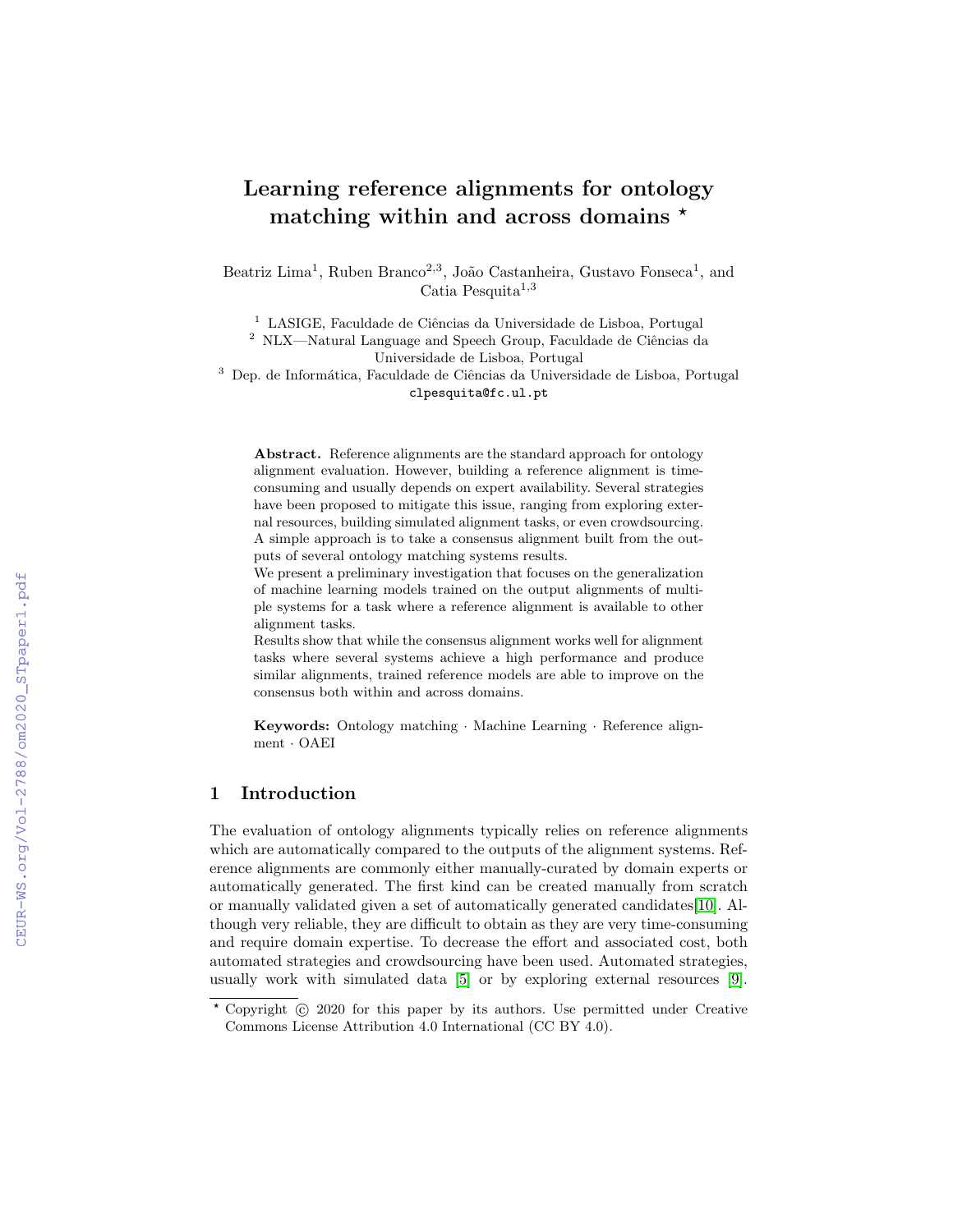# Learning reference alignments for ontology matching within and across domains *

Beatriz Lima[1], Ruben Branco[2,3], João Castanheira, Gustavo Fonseca[1], and Catia Pesquita[1,3]

[1] LASIGE, Faculdade de Ciências da Universidade de Lisboa, Portugal
[2] NLX—Natural Language and Speech Group, Faculdade de Ciências da Universidade de Lisboa, Portugal
[3] Dep. de Informática, Faculdade de Ciências da Universidade de Lisboa, Portugal
clpesquita@fc.ul.pt

**Abstract.** Reference alignments are the standard approach for ontology alignment evaluation. However, building a reference alignment is time-consuming and usually depends on expert availability. Several strategies have been proposed to mitigate this issue, ranging from exploring external resources, building simulated alignment tasks, or even crowdsourcing. A simple approach is to take a consensus alignment built from the outputs of several ontology matching systems results.

We present a preliminary investigation that focuses on the generalization of machine learning models trained on the output alignments of multiple systems for a task where a reference alignment is available to other alignment tasks.

Results show that while the consensus alignment works well for alignment tasks where several systems achieve a high performance and produce similar alignments, trained reference models are able to improve on the consensus both within and across domains.

**Keywords:** Ontology matching · Machine Learning · Reference alignment · OAEI

## 1 Introduction

The evaluation of ontology alignments typically relies on reference alignments which are automatically compared to the outputs of the alignment systems. Reference alignments are commonly either manually-curated by domain experts or automatically generated. The first kind can be created manually from scratch or manually validated given a set of automatically generated candidates[10]. Although very reliable, they are difficult to obtain as they are very time-consuming and require domain expertise. To decrease the effort and associated cost, both automated strategies and crowdsourcing have been used. Automated strategies, usually work with simulated data [5] or by exploring external resources [9].

* Copyright © 2020 for this paper by its authors. Use permitted under Creative Commons License Attribution 4.0 International (CC BY 4.0).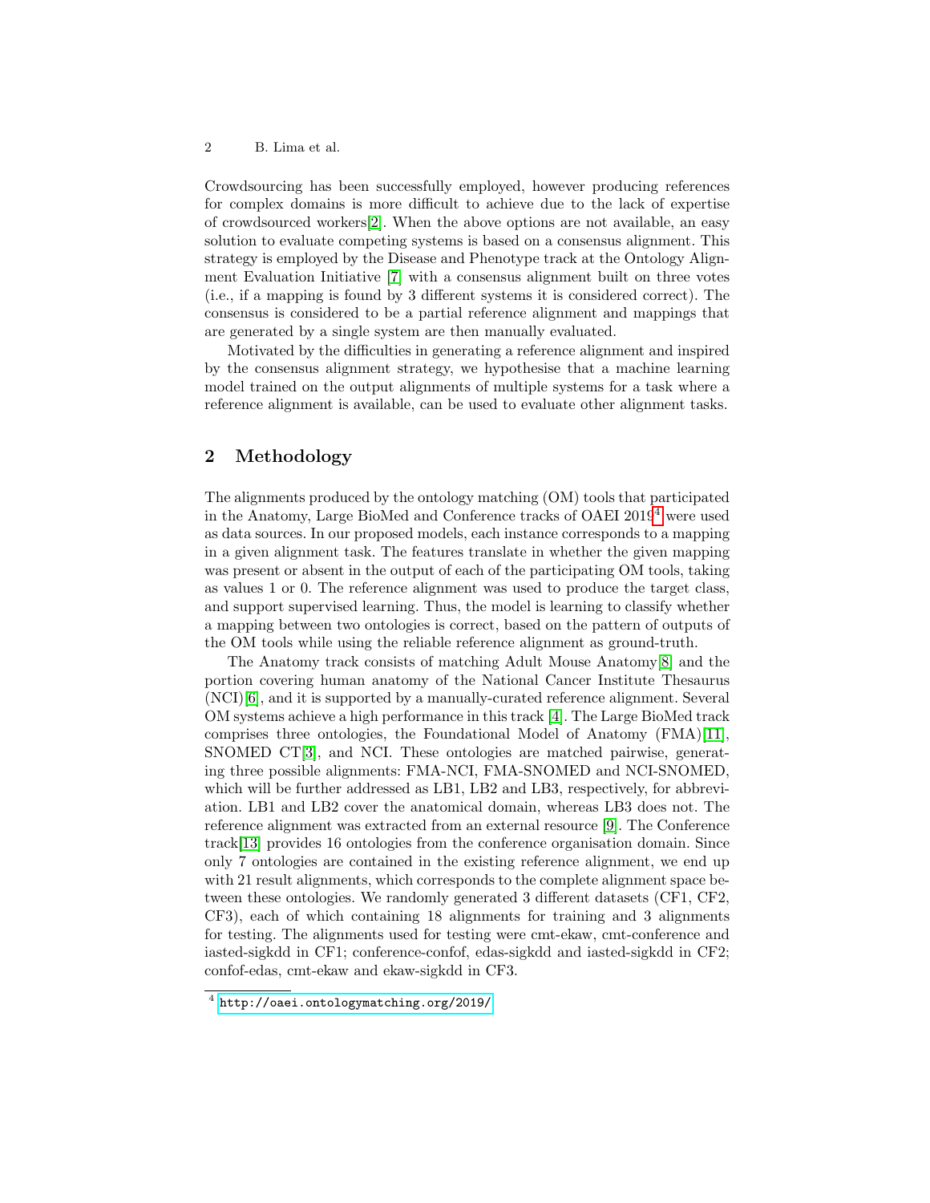Crowdsourcing has been successfully employed, however producing references for complex domains is more difficult to achieve due to the lack of expertise of crowdsourced workers[2]. When the above options are not available, an easy solution to evaluate competing systems is based on a consensus alignment. This strategy is employed by the Disease and Phenotype track at the Ontology Alignment Evaluation Initiative [7] with a consensus alignment built on three votes (i.e., if a mapping is found by 3 different systems it is considered correct). The consensus is considered to be a partial reference alignment and mappings that are generated by a single system are then manually evaluated.

Motivated by the difficulties in generating a reference alignment and inspired by the consensus alignment strategy, we hypothesise that a machine learning model trained on the output alignments of multiple systems for a task where a reference alignment is available, can be used to evaluate other alignment tasks.

## 2 Methodology

The alignments produced by the ontology matching (OM) tools that participated in the Anatomy, Large BioMed and Conference tracks of OAEI 2019[4] were used as data sources. In our proposed models, each instance corresponds to a mapping in a given alignment task. The features translate in whether the given mapping was present or absent in the output of each of the participating OM tools, taking as values 1 or 0. The reference alignment was used to produce the target class, and support supervised learning. Thus, the model is learning to classify whether a mapping between two ontologies is correct, based on the pattern of outputs of the OM tools while using the reliable reference alignment as ground-truth.

The Anatomy track consists of matching Adult Mouse Anatomy[8] and the portion covering human anatomy of the National Cancer Institute Thesaurus (NCI)[6], and it is supported by a manually-curated reference alignment. Several OM systems achieve a high performance in this track [4]. The Large BioMed track comprises three ontologies, the Foundational Model of Anatomy (FMA)[11], SNOMED CT[3], and NCI. These ontologies are matched pairwise, generating three possible alignments: FMA-NCI, FMA-SNOMED and NCI-SNOMED, which will be further addressed as LB1, LB2 and LB3, respectively, for abbreviation. LB1 and LB2 cover the anatomical domain, whereas LB3 does not. The reference alignment was extracted from an external resource [9]. The Conference track[13] provides 16 ontologies from the conference organisation domain. Since only 7 ontologies are contained in the existing reference alignment, we end up with 21 result alignments, which corresponds to the complete alignment space between these ontologies. We randomly generated 3 different datasets (CF1, CF2, CF3), each of which containing 18 alignments for training and 3 alignments for testing. The alignments used for testing were cmt-ekaw, cmt-conference and iasted-sigkdd in CF1; conference-confof, edas-sigkdd and iasted-sigkdd in CF2; confof-edas, cmt-ekaw and ekaw-sigkdd in CF3.

[4] http://oaei.ontologymatching.org/2019/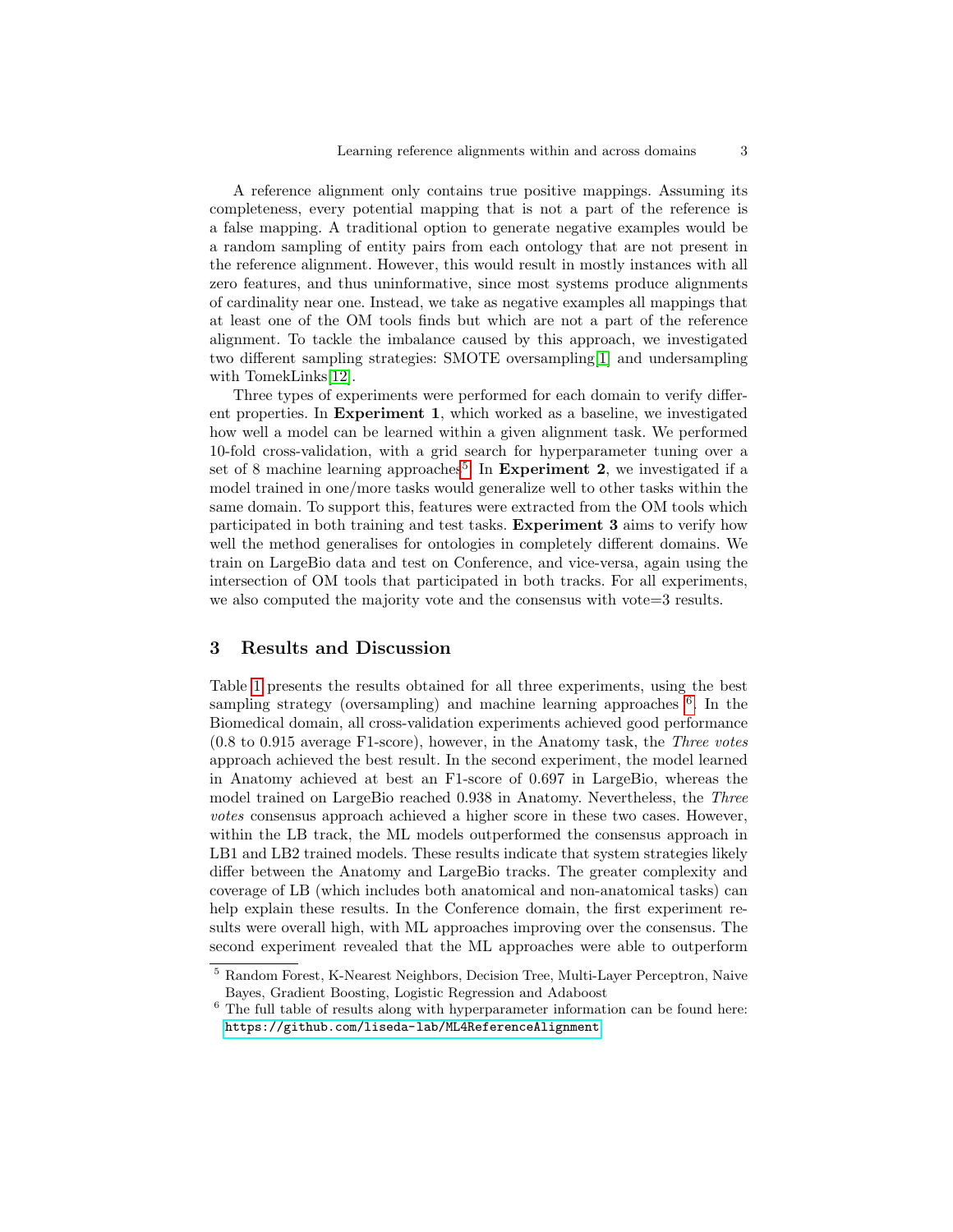A reference alignment only contains true positive mappings. Assuming its completeness, every potential mapping that is not a part of the reference is a false mapping. A traditional option to generate negative examples would be a random sampling of entity pairs from each ontology that are not present in the reference alignment. However, this would result in mostly instances with all zero features, and thus uninformative, since most systems produce alignments of cardinality near one. Instead, we take as negative examples all mappings that at least one of the OM tools finds but which are not a part of the reference alignment. To tackle the imbalance caused by this approach, we investigated two different sampling strategies: SMOTE oversampling[1] and undersampling with TomekLinks[12].

Three types of experiments were performed for each domain to verify different properties. In **Experiment 1**, which worked as a baseline, we investigated how well a model can be learned within a given alignment task. We performed 10-fold cross-validation, with a grid search for hyperparameter tuning over a set of 8 machine learning approaches[5]. In **Experiment 2**, we investigated if a model trained in one/more tasks would generalize well to other tasks within the same domain. To support this, features were extracted from the OM tools which participated in both training and test tasks. **Experiment 3** aims to verify how well the method generalises for ontologies in completely different domains. We train on LargeBio data and test on Conference, and vice-versa, again using the intersection of OM tools that participated in both tracks. For all experiments, we also computed the majority vote and the consensus with vote=3 results.

## 3 Results and Discussion

Table 1 presents the results obtained for all three experiments, using the best sampling strategy (oversampling) and machine learning approaches [6]. In the Biomedical domain, all cross-validation experiments achieved good performance (0.8 to 0.915 average F1-score), however, in the Anatomy task, the *Three votes* approach achieved the best result. In the second experiment, the model learned in Anatomy achieved at best an F1-score of 0.697 in LargeBio, whereas the model trained on LargeBio reached 0.938 in Anatomy. Nevertheless, the *Three votes* consensus approach achieved a higher score in these two cases. However, within the LB track, the ML models outperformed the consensus approach in LB1 and LB2 trained models. These results indicate that system strategies likely differ between the Anatomy and LargeBio tracks. The greater complexity and coverage of LB (which includes both anatomical and non-anatomical tasks) can help explain these results. In the Conference domain, the first experiment results were overall high, with ML approaches improving over the consensus. The second experiment revealed that the ML approaches were able to outperform

[5] Random Forest, K-Nearest Neighbors, Decision Tree, Multi-Layer Perceptron, Naive Bayes, Gradient Boosting, Logistic Regression and Adaboost

[6] The full table of results along with hyperparameter information can be found here: `https://github.com/liseda-lab/ML4ReferenceAlignment`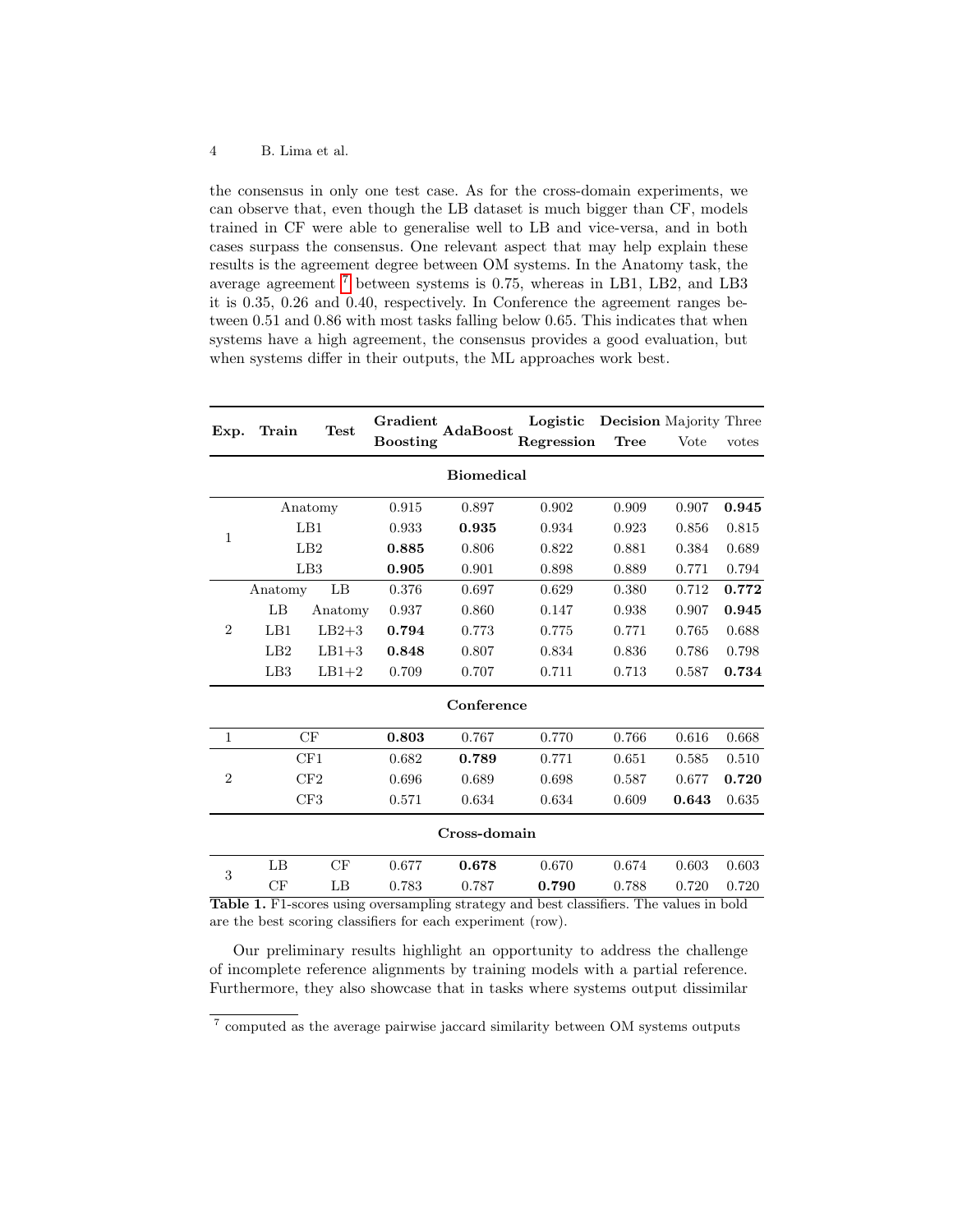the consensus in only one test case. As for the cross-domain experiments, we can observe that, even though the LB dataset is much bigger than CF, models trained in CF were able to generalise well to LB and vice-versa, and in both cases surpass the consensus. One relevant aspect that may help explain these results is the agreement degree between OM systems. In the Anatomy task, the average agreement [7] between systems is 0.75, whereas in LB1, LB2, and LB3 it is 0.35, 0.26 and 0.40, respectively. In Conference the agreement ranges between 0.51 and 0.86 with most tasks falling below 0.65. This indicates that when systems have a high agreement, the consensus provides a good evaluation, but when systems differ in their outputs, the ML approaches work best.

| Exp. | Train | Test | Gradient Boosting | AdaBoost | Logistic Regression | Decision Tree | Majority Vote | Three votes |
|---|---|---|---|---|---|---|---|---|
| **Biomedical** | | | | | | | | |
| 1 | Anatomy | | 0.915 | 0.897 | 0.902 | 0.909 | 0.907 | **0.945** |
| 1 | LB1 | | 0.933 | **0.935** | 0.934 | 0.923 | 0.856 | 0.815 |
| 1 | LB2 | | **0.885** | 0.806 | 0.822 | 0.881 | 0.384 | 0.689 |
| 1 | LB3 | | **0.905** | 0.901 | 0.898 | 0.889 | 0.771 | 0.794 |
| 2 | Anatomy | LB | 0.376 | 0.697 | 0.629 | 0.380 | 0.712 | **0.772** |
| 2 | LB | Anatomy | 0.937 | 0.860 | 0.147 | 0.938 | 0.907 | **0.945** |
| 2 | LB1 | LB2+3 | **0.794** | 0.773 | 0.775 | 0.771 | 0.765 | 0.688 |
| 2 | LB2 | LB1+3 | **0.848** | 0.807 | 0.834 | 0.836 | 0.786 | 0.798 |
| 2 | LB3 | LB1+2 | 0.709 | 0.707 | 0.711 | 0.713 | 0.587 | **0.734** |
| **Conference** | | | | | | | | |
| 1 | CF | | **0.803** | 0.767 | 0.770 | 0.766 | 0.616 | 0.668 |
| 2 | CF1 | | 0.682 | **0.789** | 0.771 | 0.651 | 0.585 | 0.510 |
| 2 | CF2 | | 0.696 | 0.689 | 0.698 | 0.587 | 0.677 | **0.720** |
| 2 | CF3 | | 0.571 | 0.634 | 0.634 | 0.609 | **0.643** | 0.635 |
| **Cross-domain** | | | | | | | | |
| 3 | LB | CF | 0.677 | **0.678** | 0.670 | 0.674 | 0.603 | 0.603 |
| 3 | CF | LB | 0.783 | 0.787 | **0.790** | 0.788 | 0.720 | 0.720 |

**Table 1.** F1-scores using oversampling strategy and best classifiers. The values in bold are the best scoring classifiers for each experiment (row).

Our preliminary results highlight an opportunity to address the challenge of incomplete reference alignments by training models with a partial reference. Furthermore, they also showcase that in tasks where systems output dissimilar

[7] computed as the average pairwise jaccard similarity between OM systems outputs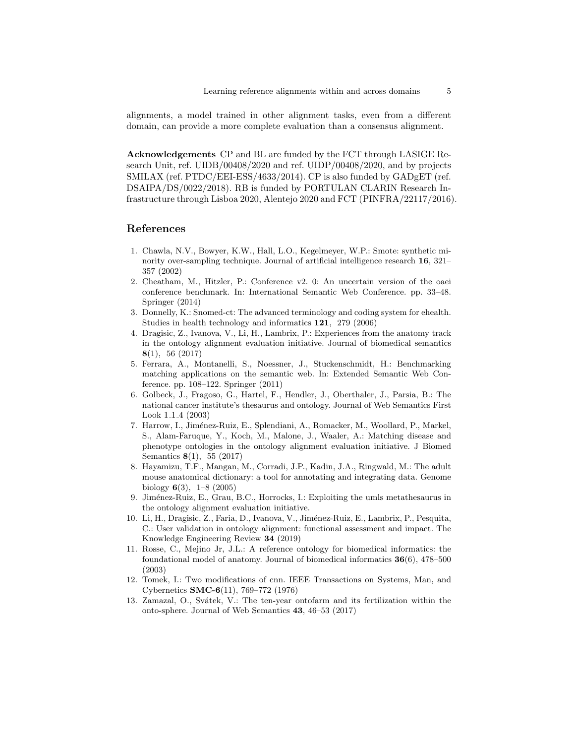alignments, a model trained in other alignment tasks, even from a different domain, can provide a more complete evaluation than a consensus alignment.

**Acknowledgements** CP and BL are funded by the FCT through LASIGE Research Unit, ref. UIDB/00408/2020 and ref. UIDP/00408/2020, and by projects SMILAX (ref. PTDC/EEI-ESS/4633/2014). CP is also funded by GADgET (ref. DSAIPA/DS/0022/2018). RB is funded by PORTULAN CLARIN Research Infrastructure through Lisboa 2020, Alentejo 2020 and FCT (PINFRA/22117/2016).

## References

1. Chawla, N.V., Bowyer, K.W., Hall, L.O., Kegelmeyer, W.P.: Smote: synthetic minority over-sampling technique. Journal of artificial intelligence research **16**, 321–357 (2002)
2. Cheatham, M., Hitzler, P.: Conference v2. 0: An uncertain version of the oaei conference benchmark. In: International Semantic Web Conference. pp. 33–48. Springer (2014)
3. Donnelly, K.: Snomed-ct: The advanced terminology and coding system for ehealth. Studies in health technology and informatics **121**, 279 (2006)
4. Dragisic, Z., Ivanova, V., Li, H., Lambrix, P.: Experiences from the anatomy track in the ontology alignment evaluation initiative. Journal of biomedical semantics **8**(1), 56 (2017)
5. Ferrara, A., Montanelli, S., Noessner, J., Stuckenschmidt, H.: Benchmarking matching applications on the semantic web. In: Extended Semantic Web Conference. pp. 108–122. Springer (2011)
6. Golbeck, J., Fragoso, G., Hartel, F., Hendler, J., Oberthaler, J., Parsia, B.: The national cancer institute's thesaurus and ontology. Journal of Web Semantics First Look 1_1_4 (2003)
7. Harrow, I., Jiménez-Ruiz, E., Splendiani, A., Romacker, M., Woollard, P., Markel, S., Alam-Faruque, Y., Koch, M., Malone, J., Waaler, A.: Matching disease and phenotype ontologies in the ontology alignment evaluation initiative. J Biomed Semantics **8**(1), 55 (2017)
8. Hayamizu, T.F., Mangan, M., Corradi, J.P., Kadin, J.A., Ringwald, M.: The adult mouse anatomical dictionary: a tool for annotating and integrating data. Genome biology **6**(3), 1–8 (2005)
9. Jiménez-Ruiz, E., Grau, B.C., Horrocks, I.: Exploiting the umls metathesaurus in the ontology alignment evaluation initiative.
10. Li, H., Dragisic, Z., Faria, D., Ivanova, V., Jiménez-Ruiz, E., Lambrix, P., Pesquita, C.: User validation in ontology alignment: functional assessment and impact. The Knowledge Engineering Review **34** (2019)
11. Rosse, C., Mejino Jr, J.L.: A reference ontology for biomedical informatics: the foundational model of anatomy. Journal of biomedical informatics **36**(6), 478–500 (2003)
12. Tomek, I.: Two modifications of cnn. IEEE Transactions on Systems, Man, and Cybernetics **SMC-6**(11), 769–772 (1976)
13. Zamazal, O., Svátek, V.: The ten-year ontofarm and its fertilization within the onto-sphere. Journal of Web Semantics **43**, 46–53 (2017)